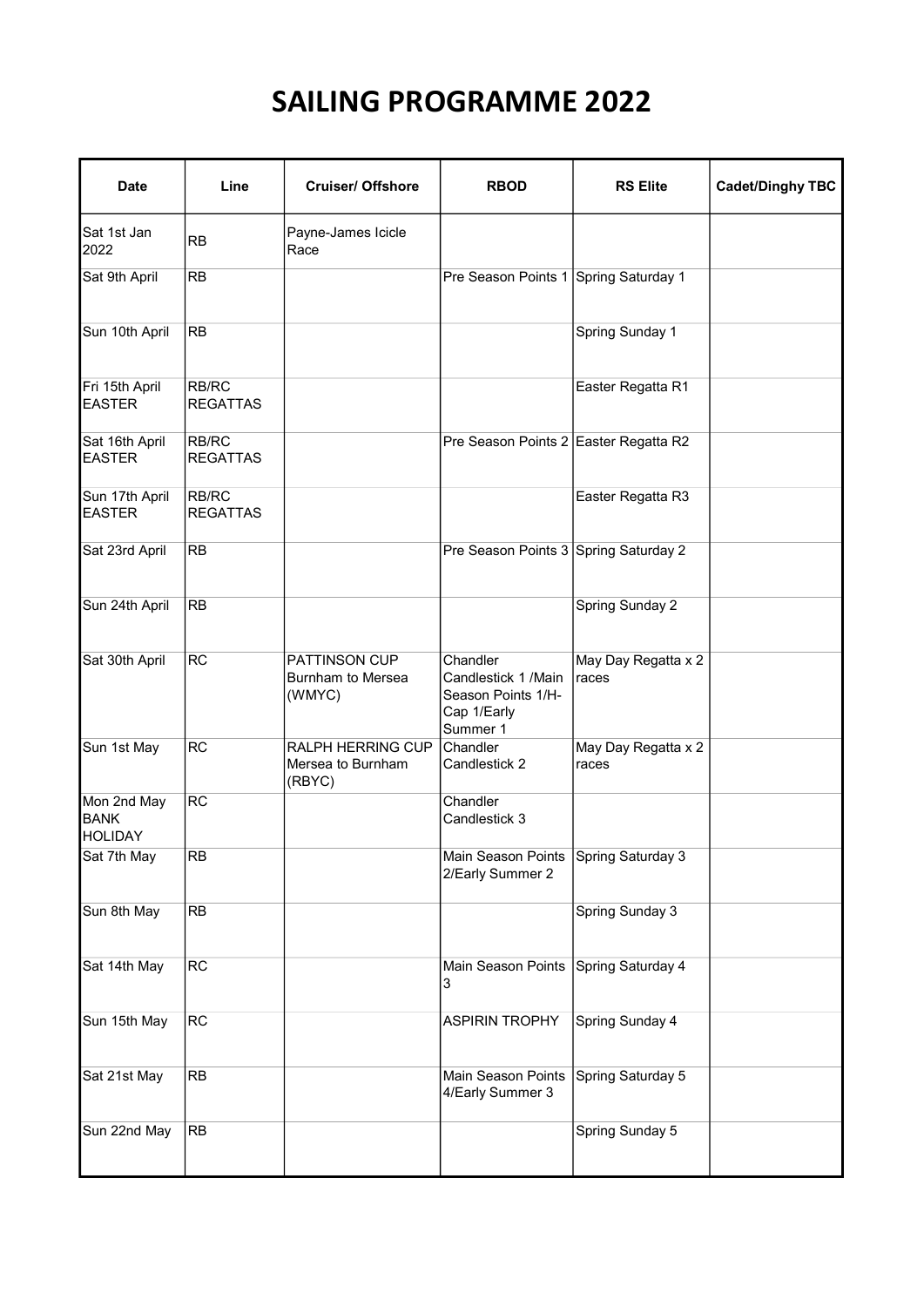# SAILING PROGRAMME 2022

| Date | Line | Cruiser/ Offshore | RBOD | RS Elite | Cadet/Dinghy TBC |
|---|---|---|---|---|---|
| Sat 1st Jan 2022 | RB | Payne-James Icicle Race | | | |
| Sat 9th April | RB | | Pre Season Points 1 | Spring Saturday 1 | |
| Sun 10th April | RB | | | Spring Sunday 1 | |
| Fri 15th April EASTER | RB/RC REGATTAS | | | Easter Regatta R1 | |
| Sat 16th April EASTER | RB/RC REGATTAS | | Pre Season Points 2 | Easter Regatta R2 | |
| Sun 17th April EASTER | RB/RC REGATTAS | | | Easter Regatta R3 | |
| Sat 23rd April | RB | | Pre Season Points 3 | Spring Saturday 2 | |
| Sun 24th April | RB | | | Spring Sunday 2 | |
| Sat 30th April | RC | PATTINSON CUP Burnham to Mersea (WMYC) | Chandler Candlestick 1 /Main Season Points 1/H-Cap 1/Early Summer 1 | May Day Regatta x 2 races | |
| Sun 1st May | RC | RALPH HERRING CUP Mersea to Burnham (RBYC) | Chandler Candlestick 2 | May Day Regatta x 2 races | |
| Mon 2nd May BANK HOLIDAY | RC | | Chandler Candlestick 3 | | |
| Sat 7th May | RB | | Main Season Points 2/Early Summer 2 | Spring Saturday 3 | |
| Sun 8th May | RB | | | Spring Sunday 3 | |
| Sat 14th May | RC | | Main Season Points 3 | Spring Saturday 4 | |
| Sun 15th May | RC | | ASPIRIN TROPHY | Spring Sunday 4 | |
| Sat 21st May | RB | | Main Season Points 4/Early Summer 3 | Spring Saturday 5 | |
| Sun 22nd May | RB | | | Spring Sunday 5 | |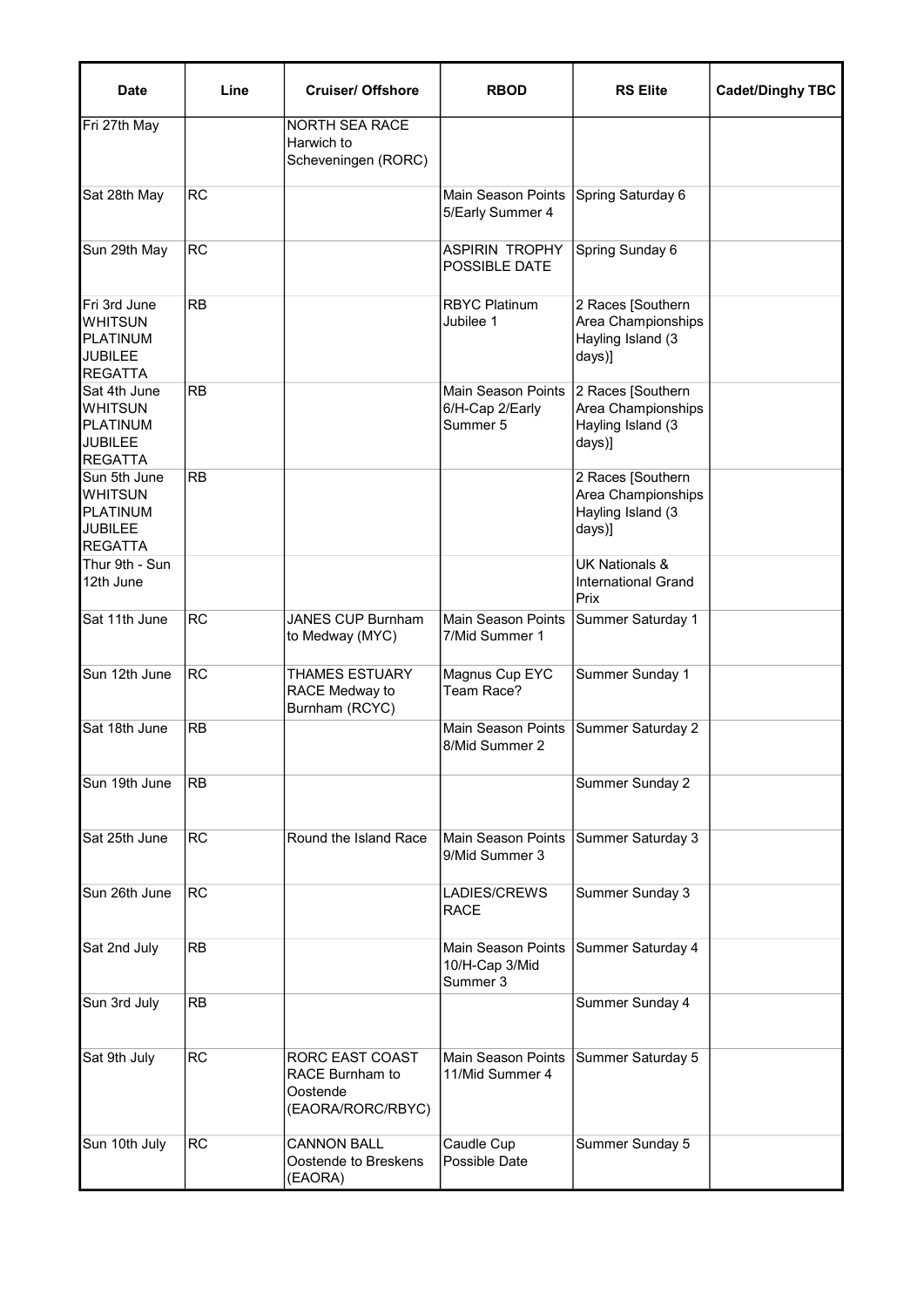| Date | Line | Cruiser/ Offshore | RBOD | RS Elite | Cadet/Dinghy TBC |
|---|---|---|---|---|---|
| Fri 27th May | | NORTH SEA RACE Harwich to Scheveningen (RORC) | | | |
| Sat 28th May | RC | | Main Season Points 5/Early Summer 4 | Spring Saturday 6 | |
| Sun 29th May | RC | | ASPIRIN TROPHY POSSIBLE DATE | Spring Sunday 6 | |
| Fri 3rd June WHITSUN PLATINUM JUBILEE REGATTA | RB | | RBYC Platinum Jubilee 1 | 2 Races [Southern Area Championships Hayling Island (3 days)] | |
| Sat 4th June WHITSUN PLATINUM JUBILEE REGATTA | RB | | Main Season Points 6/H-Cap 2/Early Summer 5 | 2 Races [Southern Area Championships Hayling Island (3 days)] | |
| Sun 5th June WHITSUN PLATINUM JUBILEE REGATTA | RB | | | 2 Races [Southern Area Championships Hayling Island (3 days)] | |
| Thur 9th - Sun 12th June | | | | UK Nationals & International Grand Prix | |
| Sat 11th June | RC | JANES CUP Burnham to Medway (MYC) | Main Season Points 7/Mid Summer 1 | Summer Saturday 1 | |
| Sun 12th June | RC | THAMES ESTUARY RACE Medway to Burnham (RCYC) | Magnus Cup EYC Team Race? | Summer Sunday 1 | |
| Sat 18th June | RB | | Main Season Points 8/Mid Summer 2 | Summer Saturday 2 | |
| Sun 19th June | RB | | | Summer Sunday 2 | |
| Sat 25th June | RC | Round the Island Race | Main Season Points 9/Mid Summer 3 | Summer Saturday 3 | |
| Sun 26th June | RC | | LADIES/CREWS RACE | Summer Sunday 3 | |
| Sat 2nd July | RB | | Main Season Points 10/H-Cap 3/Mid Summer 3 | Summer Saturday 4 | |
| Sun 3rd July | RB | | | Summer Sunday 4 | |
| Sat 9th July | RC | RORC EAST COAST RACE Burnham to Oostende (EAORA/RORC/RBYC) | Main Season Points 11/Mid Summer 4 | Summer Saturday 5 | |
| Sun 10th July | RC | CANNON BALL Oostende to Breskens (EAORA) | Caudle Cup Possible Date | Summer Sunday 5 | |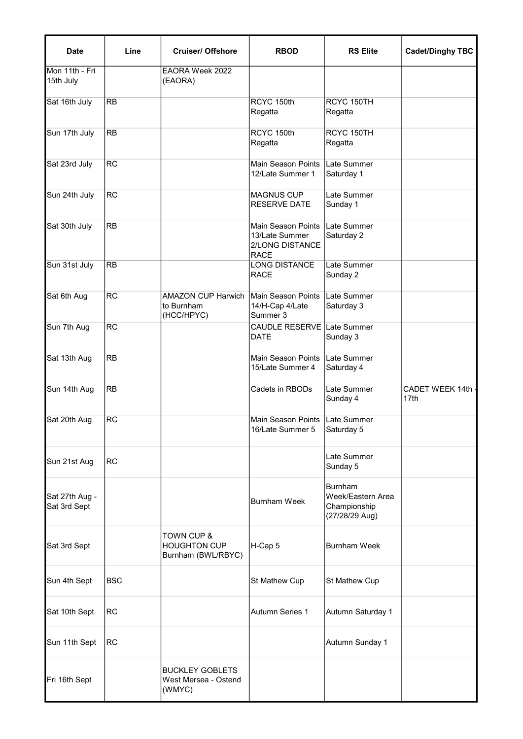| Date | Line | Cruiser/ Offshore | RBOD | RS Elite | Cadet/Dinghy TBC |
|---|---|---|---|---|---|
| Mon 11th - Fri 15th July | | EAORA Week 2022 (EAORA) | | | |
| Sat 16th July | RB | | RCYC 150th Regatta | RCYC 150TH Regatta | |
| Sun 17th July | RB | | RCYC 150th Regatta | RCYC 150TH Regatta | |
| Sat 23rd July | RC | | Main Season Points 12/Late Summer 1 | Late Summer Saturday 1 | |
| Sun 24th July | RC | | MAGNUS CUP RESERVE DATE | Late Summer Sunday 1 | |
| Sat 30th July | RB | | Main Season Points 13/Late Summer 2/LONG DISTANCE RACE | Late Summer Saturday 2 | |
| Sun 31st July | RB | | LONG DISTANCE RACE | Late Summer Sunday 2 | |
| Sat 6th Aug | RC | AMAZON CUP Harwich to Burnham (HCC/HPYC) | Main Season Points 14/H-Cap 4/Late Summer 3 | Late Summer Saturday 3 | |
| Sun 7th Aug | RC | | CAUDLE RESERVE DATE | Late Summer Sunday 3 | |
| Sat 13th Aug | RB | | Main Season Points 15/Late Summer 4 | Late Summer Saturday 4 | |
| Sun 14th Aug | RB | | Cadets in RBODs | Late Summer Sunday 4 | CADET WEEK 14th - 17th |
| Sat 20th Aug | RC | | Main Season Points 16/Late Summer 5 | Late Summer Saturday 5 | |
| Sun 21st Aug | RC | | | Late Summer Sunday 5 | |
| Sat 27th Aug - Sat 3rd Sept | | | Burnham Week | Burnham Week/Eastern Area Championship (27/28/29 Aug) | |
| Sat 3rd Sept | | TOWN CUP & HOUGHTON CUP Burnham (BWL/RBYC) | H-Cap 5 | Burnham Week | |
| Sun 4th Sept | BSC | | St Mathew Cup | St Mathew Cup | |
| Sat 10th Sept | RC | | Autumn Series 1 | Autumn Saturday 1 | |
| Sun 11th Sept | RC | | | Autumn Sunday 1 | |
| Fri 16th Sept | | BUCKLEY GOBLETS West Mersea - Ostend (WMYC) | | | |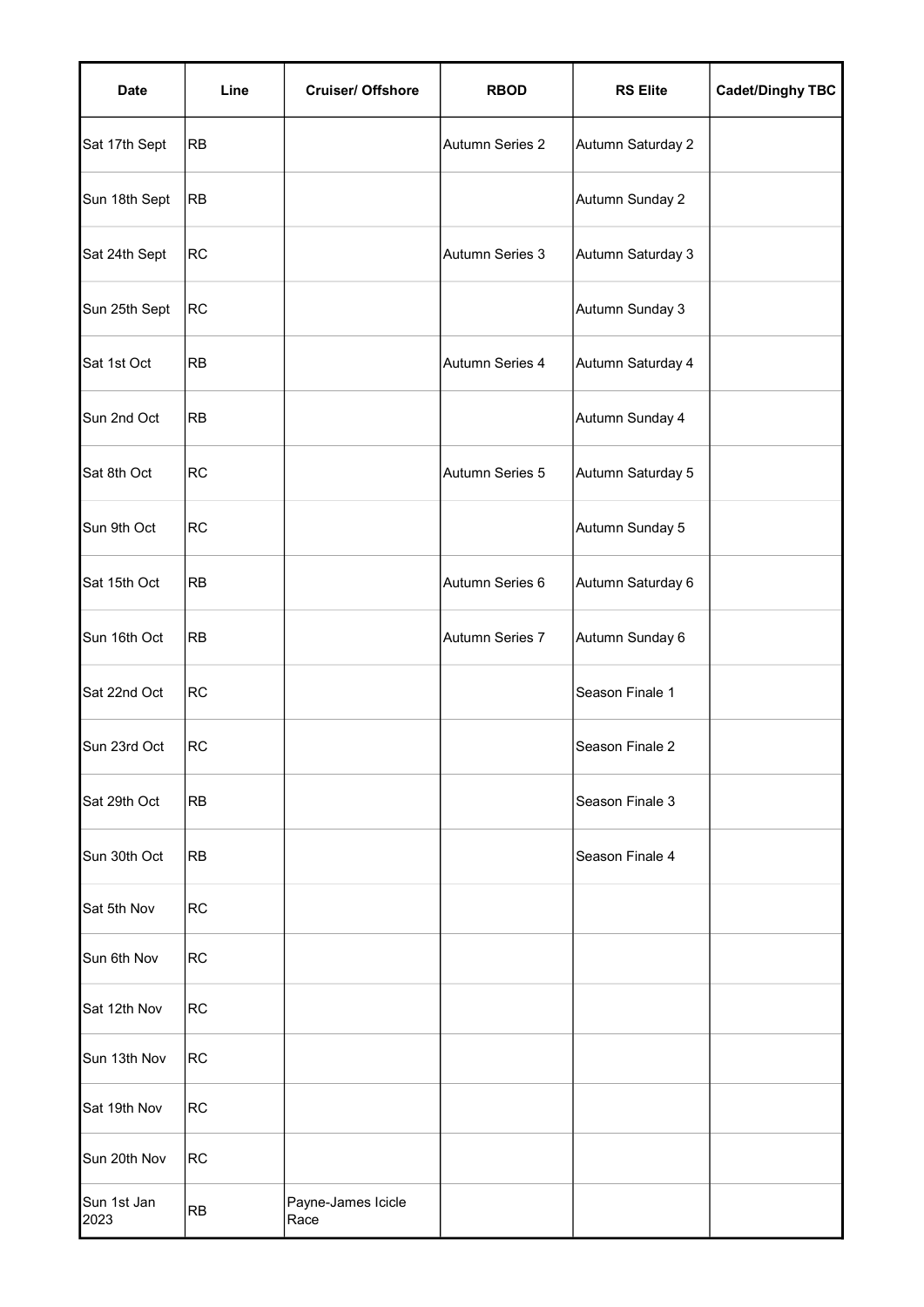| Date | Line | Cruiser/ Offshore | RBOD | RS Elite | Cadet/Dinghy TBC |
|---|---|---|---|---|---|
| Sat 17th Sept | RB | | Autumn Series 2 | Autumn Saturday 2 | |
| Sun 18th Sept | RB | | | Autumn Sunday 2 | |
| Sat 24th Sept | RC | | Autumn Series 3 | Autumn Saturday 3 | |
| Sun 25th Sept | RC | | | Autumn Sunday 3 | |
| Sat 1st Oct | RB | | Autumn Series 4 | Autumn Saturday 4 | |
| Sun 2nd Oct | RB | | | Autumn Sunday 4 | |
| Sat 8th Oct | RC | | Autumn Series 5 | Autumn Saturday 5 | |
| Sun 9th Oct | RC | | | Autumn Sunday 5 | |
| Sat 15th Oct | RB | | Autumn Series 6 | Autumn Saturday 6 | |
| Sun 16th Oct | RB | | Autumn Series 7 | Autumn Sunday 6 | |
| Sat 22nd Oct | RC | | | Season Finale 1 | |
| Sun 23rd Oct | RC | | | Season Finale 2 | |
| Sat 29th Oct | RB | | | Season Finale 3 | |
| Sun 30th Oct | RB | | | Season Finale 4 | |
| Sat 5th Nov | RC | | | | |
| Sun 6th Nov | RC | | | | |
| Sat 12th Nov | RC | | | | |
| Sun 13th Nov | RC | | | | |
| Sat 19th Nov | RC | | | | |
| Sun 20th Nov | RC | | | | |
| Sun 1st Jan 2023 | RB | Payne-James Icicle Race | | | |